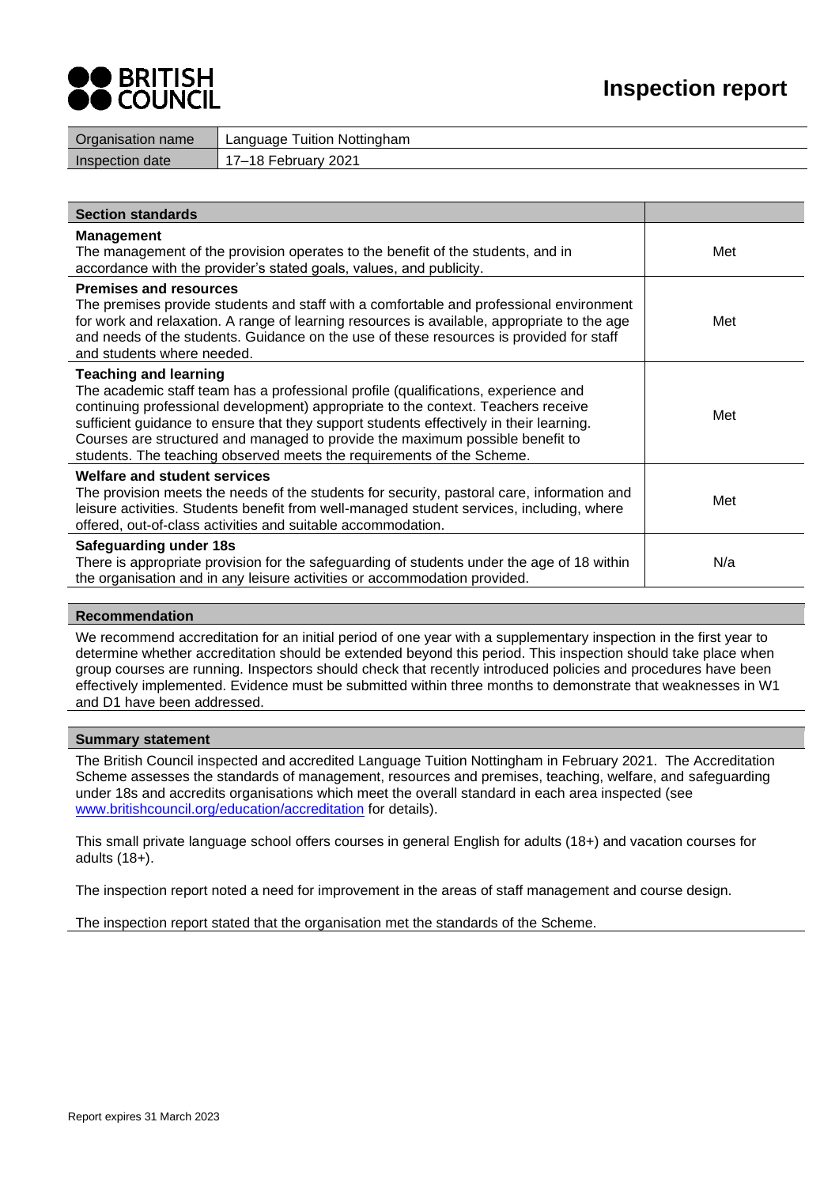# Inspection report

BRITISH COUNCIL

| Organisation name | Language Tuition Nottingham |
|---|---|
| Inspection date | 17–18 February 2021 |

| Section standards | |
|---|---|
| **Management**<br>The management of the provision operates to the benefit of the students, and in accordance with the provider's stated goals, values, and publicity. | Met |
| **Premises and resources**<br>The premises provide students and staff with a comfortable and professional environment for work and relaxation. A range of learning resources is available, appropriate to the age and needs of the students. Guidance on the use of these resources is provided for staff and students where needed. | Met |
| **Teaching and learning**<br>The academic staff team has a professional profile (qualifications, experience and continuing professional development) appropriate to the context. Teachers receive sufficient guidance to ensure that they support students effectively in their learning. Courses are structured and managed to provide the maximum possible benefit to students. The teaching observed meets the requirements of the Scheme. | Met |
| **Welfare and student services**<br>The provision meets the needs of the students for security, pastoral care, information and leisure activities. Students benefit from well-managed student services, including, where offered, out-of-class activities and suitable accommodation. | Met |
| **Safeguarding under 18s**<br>There is appropriate provision for the safeguarding of students under the age of 18 within the organisation and in any leisure activities or accommodation provided. | N/a |

## Recommendation

We recommend accreditation for an initial period of one year with a supplementary inspection in the first year to determine whether accreditation should be extended beyond this period. This inspection should take place when group courses are running. Inspectors should check that recently introduced policies and procedures have been effectively implemented. Evidence must be submitted within three months to demonstrate that weaknesses in W1 and D1 have been addressed.

## Summary statement

The British Council inspected and accredited Language Tuition Nottingham in February 2021. The Accreditation Scheme assesses the standards of management, resources and premises, teaching, welfare, and safeguarding under 18s and accredits organisations which meet the overall standard in each area inspected (see www.britishcouncil.org/education/accreditation for details).

This small private language school offers courses in general English for adults (18+) and vacation courses for adults (18+).

The inspection report noted a need for improvement in the areas of staff management and course design.

The inspection report stated that the organisation met the standards of the Scheme.

Report expires 31 March 2023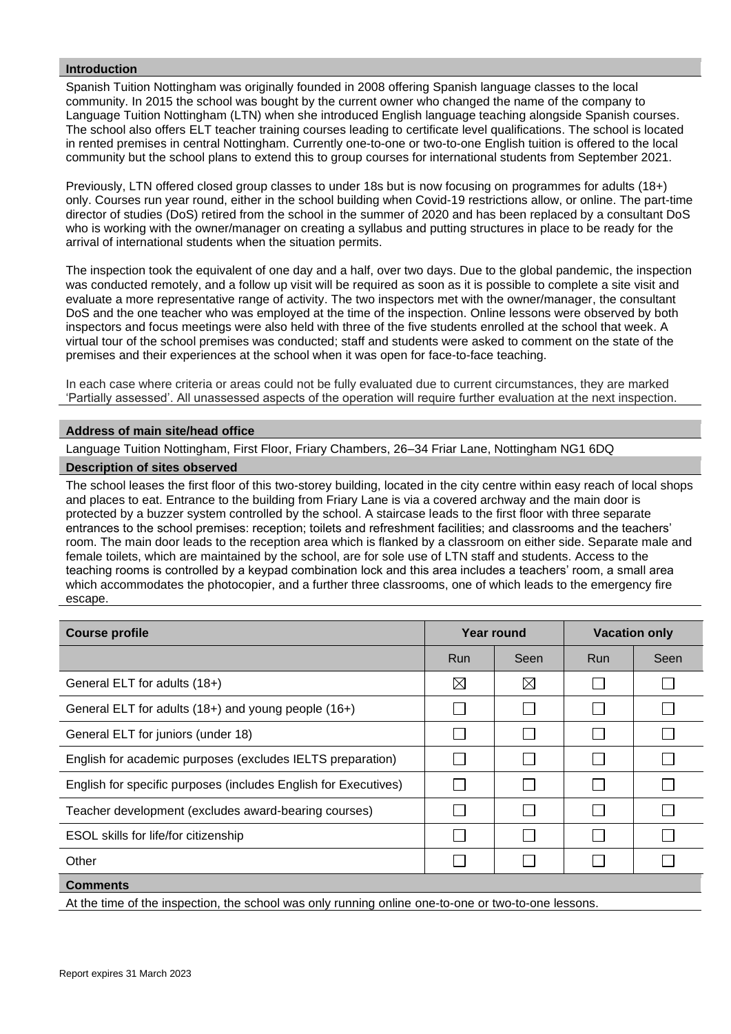## Introduction

Spanish Tuition Nottingham was originally founded in 2008 offering Spanish language classes to the local community. In 2015 the school was bought by the current owner who changed the name of the company to Language Tuition Nottingham (LTN) when she introduced English language teaching alongside Spanish courses. The school also offers ELT teacher training courses leading to certificate level qualifications. The school is located in rented premises in central Nottingham. Currently one-to-one or two-to-one English tuition is offered to the local community but the school plans to extend this to group courses for international students from September 2021.

Previously, LTN offered closed group classes to under 18s but is now focusing on programmes for adults (18+) only. Courses run year round, either in the school building when Covid-19 restrictions allow, or online. The part-time director of studies (DoS) retired from the school in the summer of 2020 and has been replaced by a consultant DoS who is working with the owner/manager on creating a syllabus and putting structures in place to be ready for the arrival of international students when the situation permits.

The inspection took the equivalent of one day and a half, over two days. Due to the global pandemic, the inspection was conducted remotely, and a follow up visit will be required as soon as it is possible to complete a site visit and evaluate a more representative range of activity. The two inspectors met with the owner/manager, the consultant DoS and the one teacher who was employed at the time of the inspection. Online lessons were observed by both inspectors and focus meetings were also held with three of the five students enrolled at the school that week. A virtual tour of the school premises was conducted; staff and students were asked to comment on the state of the premises and their experiences at the school when it was open for face-to-face teaching.

In each case where criteria or areas could not be fully evaluated due to current circumstances, they are marked 'Partially assessed'. All unassessed aspects of the operation will require further evaluation at the next inspection.

## Address of main site/head office

Language Tuition Nottingham, First Floor, Friary Chambers, 26–34 Friar Lane, Nottingham NG1 6DQ

## Description of sites observed

The school leases the first floor of this two-storey building, located in the city centre within easy reach of local shops and places to eat. Entrance to the building from Friary Lane is via a covered archway and the main door is protected by a buzzer system controlled by the school. A staircase leads to the first floor with three separate entrances to the school premises: reception; toilets and refreshment facilities; and classrooms and the teachers' room. The main door leads to the reception area which is flanked by a classroom on either side. Separate male and female toilets, which are maintained by the school, are for sole use of LTN staff and students. Access to the teaching rooms is controlled by a keypad combination lock and this area includes a teachers' room, a small area which accommodates the photocopier, and a further three classrooms, one of which leads to the emergency fire escape.

| Course profile | Year round | | Vacation only | |
|---|---|---|---|---|
| | Run | Seen | Run | Seen |
| General ELT for adults (18+) | ☒ | ☒ | ☐ | ☐ |
| General ELT for adults (18+) and young people (16+) | ☐ | ☐ | ☐ | ☐ |
| General ELT for juniors (under 18) | ☐ | ☐ | ☐ | ☐ |
| English for academic purposes (excludes IELTS preparation) | ☐ | ☐ | ☐ | ☐ |
| English for specific purposes (includes English for Executives) | ☐ | ☐ | ☐ | ☐ |
| Teacher development (excludes award-bearing courses) | ☐ | ☐ | ☐ | ☐ |
| ESOL skills for life/for citizenship | ☐ | ☐ | ☐ | ☐ |
| Other | ☐ | ☐ | ☐ | ☐ |

**Comments**

At the time of the inspection, the school was only running online one-to-one or two-to-one lessons.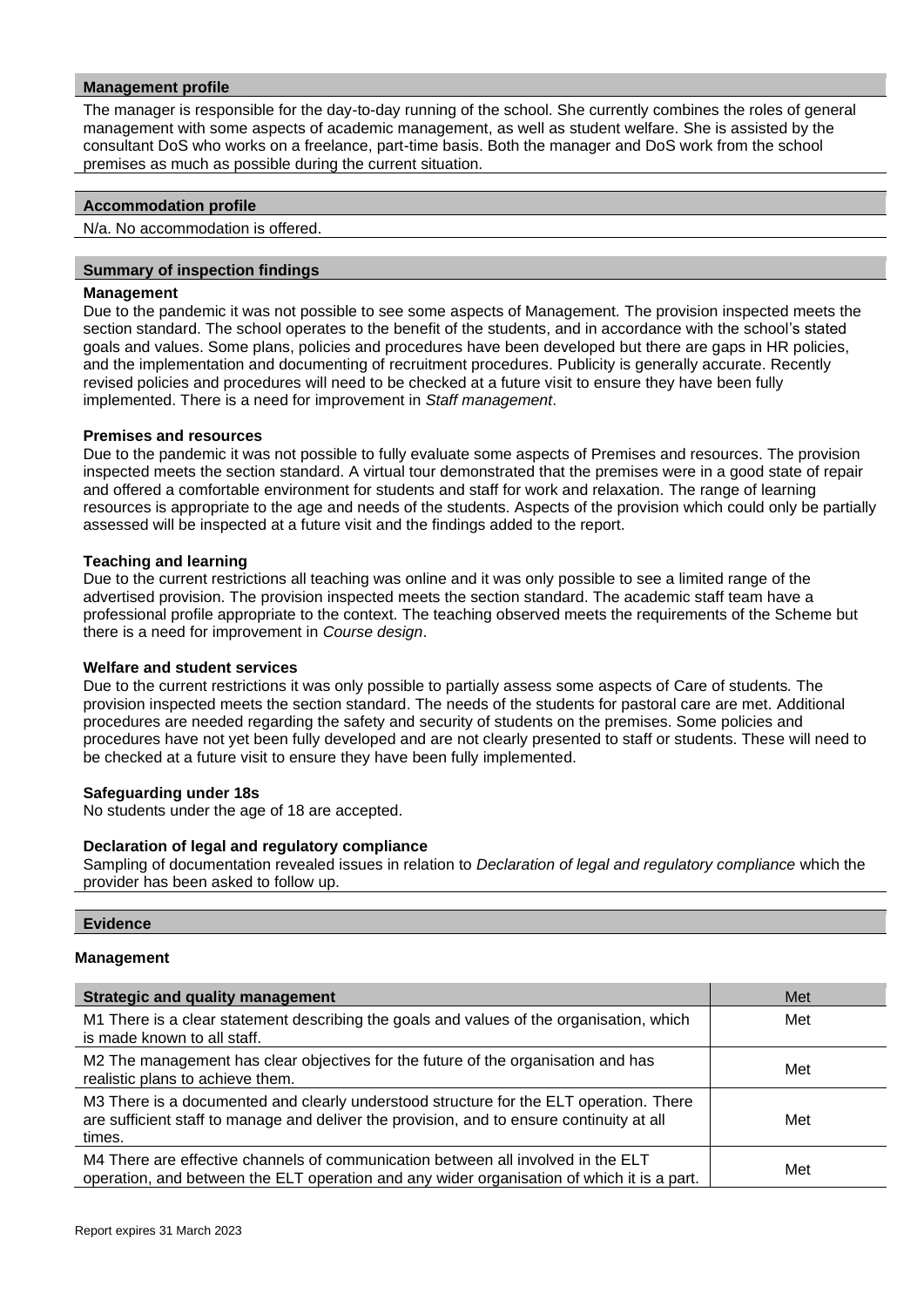## Management profile

The manager is responsible for the day-to-day running of the school. She currently combines the roles of general management with some aspects of academic management, as well as student welfare. She is assisted by the consultant DoS who works on a freelance, part-time basis. Both the manager and DoS work from the school premises as much as possible during the current situation.

## Accommodation profile

N/a. No accommodation is offered.

## Summary of inspection findings

**Management**
Due to the pandemic it was not possible to see some aspects of Management. The provision inspected meets the section standard. The school operates to the benefit of the students, and in accordance with the school's stated goals and values. Some plans, policies and procedures have been developed but there are gaps in HR policies, and the implementation and documenting of recruitment procedures. Publicity is generally accurate. Recently revised policies and procedures will need to be checked at a future visit to ensure they have been fully implemented. There is a need for improvement in *Staff management*.

**Premises and resources**
Due to the pandemic it was not possible to fully evaluate some aspects of Premises and resources. The provision inspected meets the section standard. A virtual tour demonstrated that the premises were in a good state of repair and offered a comfortable environment for students and staff for work and relaxation. The range of learning resources is appropriate to the age and needs of the students. Aspects of the provision which could only be partially assessed will be inspected at a future visit and the findings added to the report.

**Teaching and learning**
Due to the current restrictions all teaching was online and it was only possible to see a limited range of the advertised provision. The provision inspected meets the section standard. The academic staff team have a professional profile appropriate to the context. The teaching observed meets the requirements of the Scheme but there is a need for improvement in *Course design*.

**Welfare and student services**
Due to the current restrictions it was only possible to partially assess some aspects of Care of students*.* The provision inspected meets the section standard. The needs of the students for pastoral care are met. Additional procedures are needed regarding the safety and security of students on the premises. Some policies and procedures have not yet been fully developed and are not clearly presented to staff or students. These will need to be checked at a future visit to ensure they have been fully implemented.

**Safeguarding under 18s**
No students under the age of 18 are accepted.

**Declaration of legal and regulatory compliance**
Sampling of documentation revealed issues in relation to *Declaration of legal and regulatory compliance* which the provider has been asked to follow up.

## Evidence

### Management

| Strategic and quality management | Met |
|---|---|
| M1 There is a clear statement describing the goals and values of the organisation, which is made known to all staff. | Met |
| M2 The management has clear objectives for the future of the organisation and has realistic plans to achieve them. | Met |
| M3 There is a documented and clearly understood structure for the ELT operation. There are sufficient staff to manage and deliver the provision, and to ensure continuity at all times. | Met |
| M4 There are effective channels of communication between all involved in the ELT operation, and between the ELT operation and any wider organisation of which it is a part. | Met |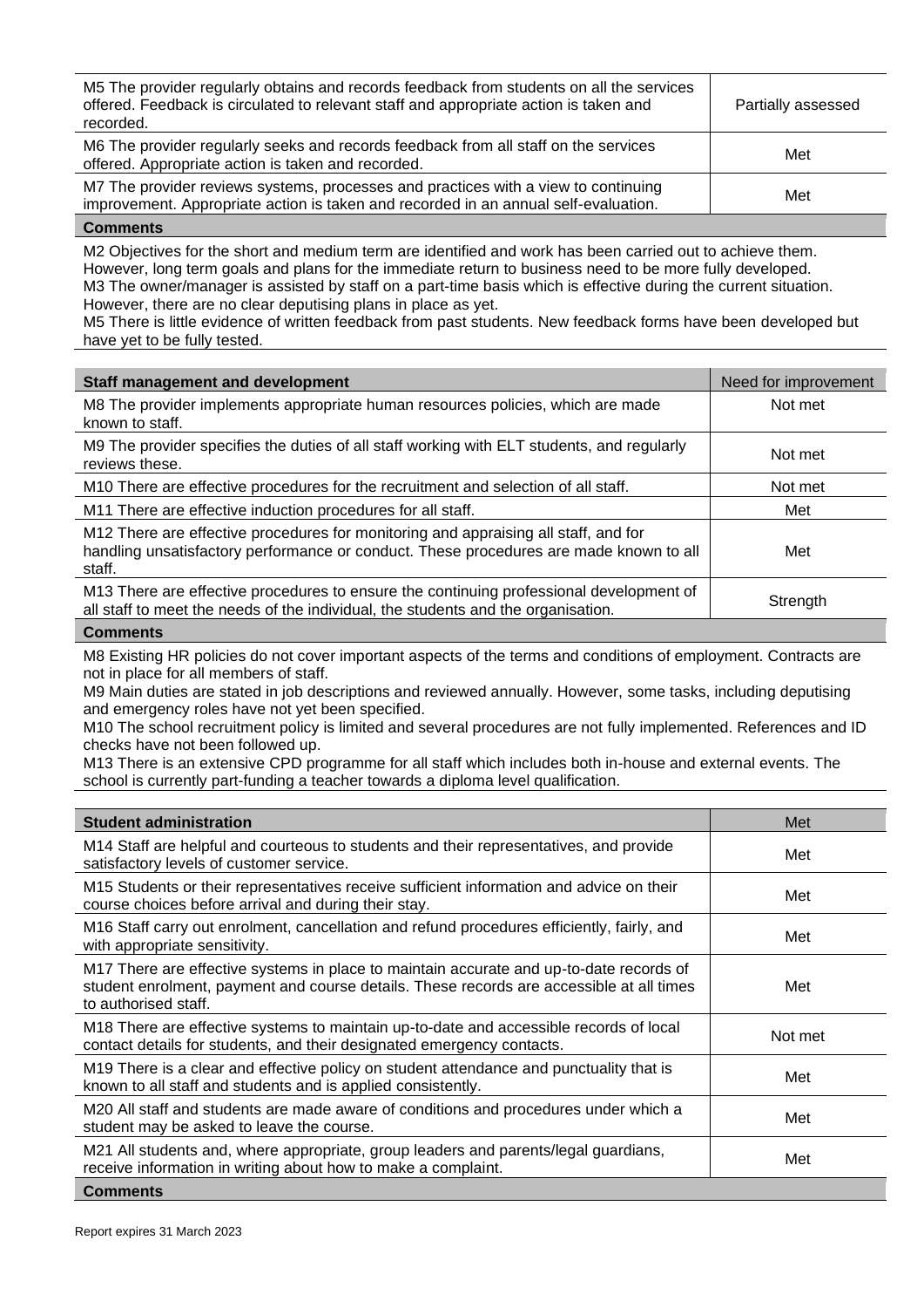| | |
|---|---|
| M5 The provider regularly obtains and records feedback from students on all the services offered. Feedback is circulated to relevant staff and appropriate action is taken and recorded. | Partially assessed |
| M6 The provider regularly seeks and records feedback from all staff on the services offered. Appropriate action is taken and recorded. | Met |
| M7 The provider reviews systems, processes and practices with a view to continuing improvement. Appropriate action is taken and recorded in an annual self-evaluation. | Met |

**Comments**

M2 Objectives for the short and medium term are identified and work has been carried out to achieve them. However, long term goals and plans for the immediate return to business need to be more fully developed.
M3 The owner/manager is assisted by staff on a part-time basis which is effective during the current situation. However, there are no clear deputising plans in place as yet.
M5 There is little evidence of written feedback from past students. New feedback forms have been developed but have yet to be fully tested.

| Staff management and development | Need for improvement |
|---|---|
| M8 The provider implements appropriate human resources policies, which are made known to staff. | Not met |
| M9 The provider specifies the duties of all staff working with ELT students, and regularly reviews these. | Not met |
| M10 There are effective procedures for the recruitment and selection of all staff. | Not met |
| M11 There are effective induction procedures for all staff. | Met |
| M12 There are effective procedures for monitoring and appraising all staff, and for handling unsatisfactory performance or conduct. These procedures are made known to all staff. | Met |
| M13 There are effective procedures to ensure the continuing professional development of all staff to meet the needs of the individual, the students and the organisation. | Strength |

**Comments**

M8 Existing HR policies do not cover important aspects of the terms and conditions of employment. Contracts are not in place for all members of staff.
M9 Main duties are stated in job descriptions and reviewed annually. However, some tasks, including deputising and emergency roles have not yet been specified.
M10 The school recruitment policy is limited and several procedures are not fully implemented. References and ID checks have not been followed up.
M13 There is an extensive CPD programme for all staff which includes both in-house and external events. The school is currently part-funding a teacher towards a diploma level qualification.

| Student administration | Met |
|---|---|
| M14 Staff are helpful and courteous to students and their representatives, and provide satisfactory levels of customer service. | Met |
| M15 Students or their representatives receive sufficient information and advice on their course choices before arrival and during their stay. | Met |
| M16 Staff carry out enrolment, cancellation and refund procedures efficiently, fairly, and with appropriate sensitivity. | Met |
| M17 There are effective systems in place to maintain accurate and up-to-date records of student enrolment, payment and course details. These records are accessible at all times to authorised staff. | Met |
| M18 There are effective systems to maintain up-to-date and accessible records of local contact details for students, and their designated emergency contacts. | Not met |
| M19 There is a clear and effective policy on student attendance and punctuality that is known to all staff and students and is applied consistently. | Met |
| M20 All staff and students are made aware of conditions and procedures under which a student may be asked to leave the course. | Met |
| M21 All students and, where appropriate, group leaders and parents/legal guardians, receive information in writing about how to make a complaint. | Met |

**Comments**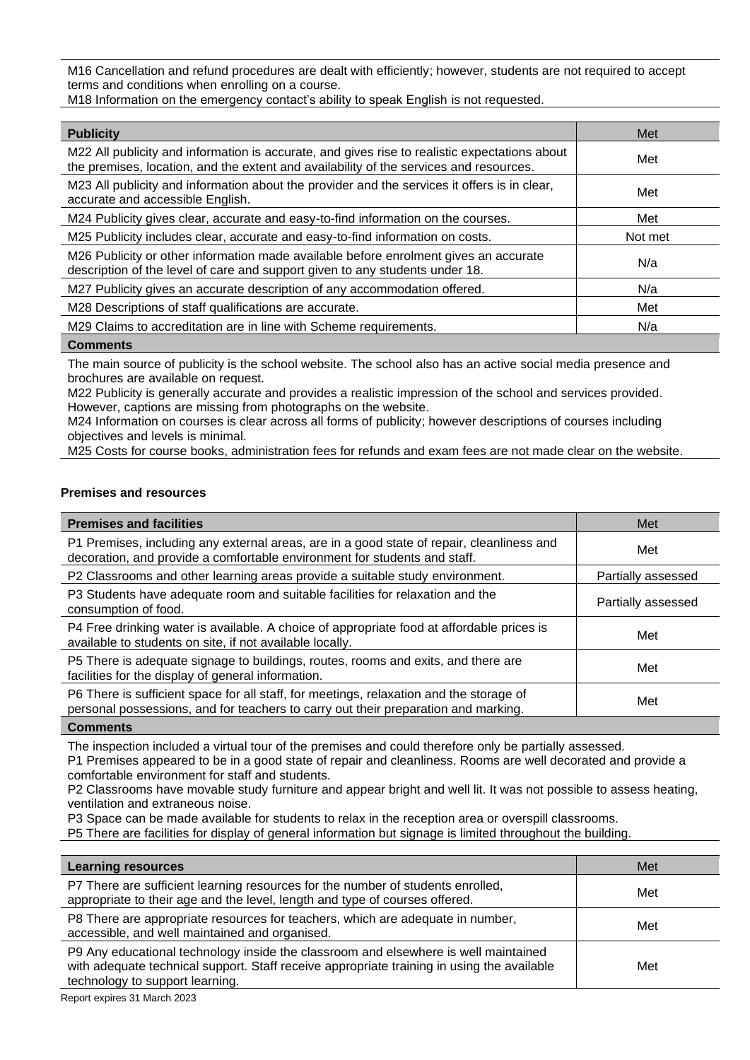M16 Cancellation and refund procedures are dealt with efficiently; however, students are not required to accept terms and conditions when enrolling on a course.
M18 Information on the emergency contact's ability to speak English is not requested.

| Publicity | Met |
|---|---|
| M22 All publicity and information is accurate, and gives rise to realistic expectations about the premises, location, and the extent and availability of the services and resources. | Met |
| M23 All publicity and information about the provider and the services it offers is in clear, accurate and accessible English. | Met |
| M24 Publicity gives clear, accurate and easy-to-find information on the courses. | Met |
| M25 Publicity includes clear, accurate and easy-to-find information on costs. | Not met |
| M26 Publicity or other information made available before enrolment gives an accurate description of the level of care and support given to any students under 18. | N/a |
| M27 Publicity gives an accurate description of any accommodation offered. | N/a |
| M28 Descriptions of staff qualifications are accurate. | Met |
| M29 Claims to accreditation are in line with Scheme requirements. | N/a |

**Comments**

The main source of publicity is the school website. The school also has an active social media presence and brochures are available on request.
M22 Publicity is generally accurate and provides a realistic impression of the school and services provided. However, captions are missing from photographs on the website.
M24 Information on courses is clear across all forms of publicity; however descriptions of courses including objectives and levels is minimal.
M25 Costs for course books, administration fees for refunds and exam fees are not made clear on the website.

### Premises and resources

| Premises and facilities | Met |
|---|---|
| P1 Premises, including any external areas, are in a good state of repair, cleanliness and decoration, and provide a comfortable environment for students and staff. | Met |
| P2 Classrooms and other learning areas provide a suitable study environment. | Partially assessed |
| P3 Students have adequate room and suitable facilities for relaxation and the consumption of food. | Partially assessed |
| P4 Free drinking water is available. A choice of appropriate food at affordable prices is available to students on site, if not available locally. | Met |
| P5 There is adequate signage to buildings, routes, rooms and exits, and there are facilities for the display of general information. | Met |
| P6 There is sufficient space for all staff, for meetings, relaxation and the storage of personal possessions, and for teachers to carry out their preparation and marking. | Met |

**Comments**

The inspection included a virtual tour of the premises and could therefore only be partially assessed.
P1 Premises appeared to be in a good state of repair and cleanliness. Rooms are well decorated and provide a comfortable environment for staff and students.
P2 Classrooms have movable study furniture and appear bright and well lit. It was not possible to assess heating, ventilation and extraneous noise.
P3 Space can be made available for students to relax in the reception area or overspill classrooms.
P5 There are facilities for display of general information but signage is limited throughout the building.

| Learning resources | Met |
|---|---|
| P7 There are sufficient learning resources for the number of students enrolled, appropriate to their age and the level, length and type of courses offered. | Met |
| P8 There are appropriate resources for teachers, which are adequate in number, accessible, and well maintained and organised. | Met |
| P9 Any educational technology inside the classroom and elsewhere is well maintained with adequate technical support. Staff receive appropriate training in using the available technology to support learning. | Met |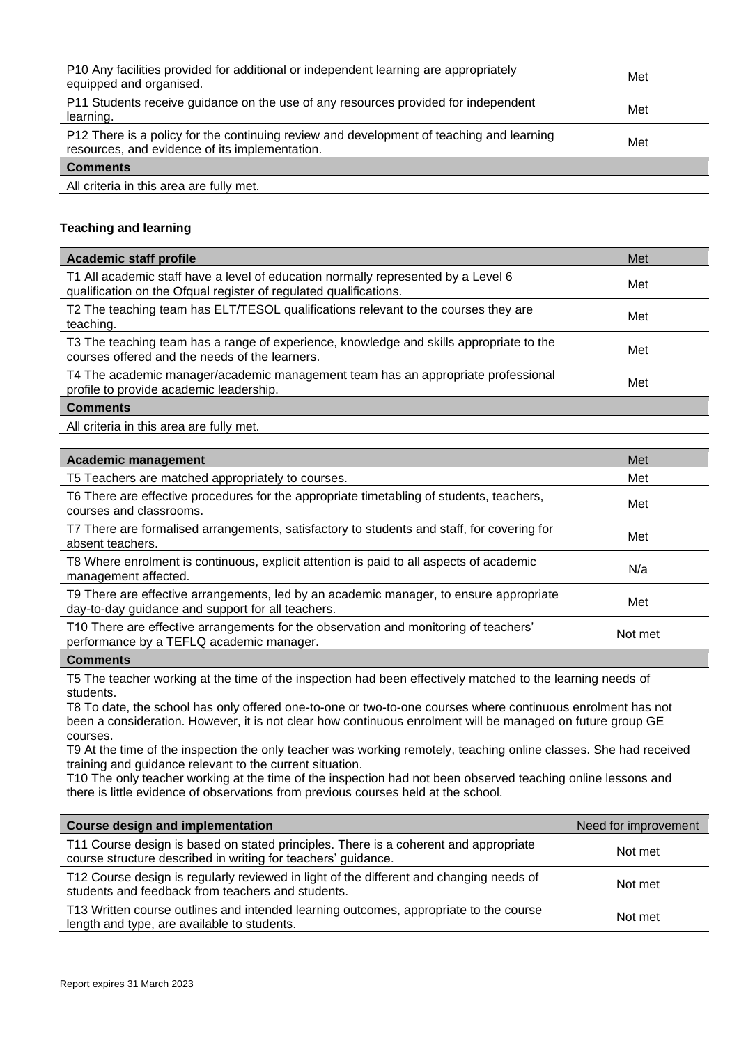| | |
|---|---|
| P10 Any facilities provided for additional or independent learning are appropriately equipped and organised. | Met |
| P11 Students receive guidance on the use of any resources provided for independent learning. | Met |
| P12 There is a policy for the continuing review and development of teaching and learning resources, and evidence of its implementation. | Met |
| **Comments** | |
| All criteria in this area are fully met. | |

### Teaching and learning

| **Academic staff profile** | Met |
|---|---|
| T1 All academic staff have a level of education normally represented by a Level 6 qualification on the Ofqual register of regulated qualifications. | Met |
| T2 The teaching team has ELT/TESOL qualifications relevant to the courses they are teaching. | Met |
| T3 The teaching team has a range of experience, knowledge and skills appropriate to the courses offered and the needs of the learners. | Met |
| T4 The academic manager/academic management team has an appropriate professional profile to provide academic leadership. | Met |
| **Comments** | |
| All criteria in this area are fully met. | |

| **Academic management** | Met |
|---|---|
| T5 Teachers are matched appropriately to courses. | Met |
| T6 There are effective procedures for the appropriate timetabling of students, teachers, courses and classrooms. | Met |
| T7 There are formalised arrangements, satisfactory to students and staff, for covering for absent teachers. | Met |
| T8 Where enrolment is continuous, explicit attention is paid to all aspects of academic management affected. | N/a |
| T9 There are effective arrangements, led by an academic manager, to ensure appropriate day-to-day guidance and support for all teachers. | Met |
| T10 There are effective arrangements for the observation and monitoring of teachers' performance by a TEFLQ academic manager. | Not met |
| **Comments** | |

T5 The teacher working at the time of the inspection had been effectively matched to the learning needs of students.
T8 To date, the school has only offered one-to-one or two-to-one courses where continuous enrolment has not been a consideration. However, it is not clear how continuous enrolment will be managed on future group GE courses.
T9 At the time of the inspection the only teacher was working remotely, teaching online classes. She had received training and guidance relevant to the current situation.
T10 The only teacher working at the time of the inspection had not been observed teaching online lessons and there is little evidence of observations from previous courses held at the school.

| **Course design and implementation** | Need for improvement |
|---|---|
| T11 Course design is based on stated principles. There is a coherent and appropriate course structure described in writing for teachers' guidance. | Not met |
| T12 Course design is regularly reviewed in light of the different and changing needs of students and feedback from teachers and students. | Not met |
| T13 Written course outlines and intended learning outcomes, appropriate to the course length and type, are available to students. | Not met |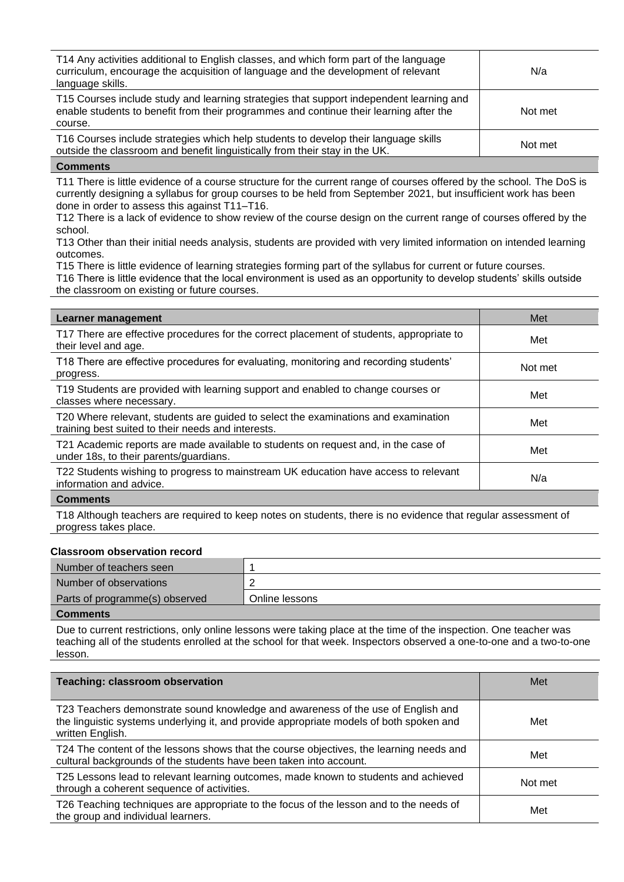| | |
|---|---|
| T14 Any activities additional to English classes, and which form part of the language curriculum, encourage the acquisition of language and the development of relevant language skills. | N/a |
| T15 Courses include study and learning strategies that support independent learning and enable students to benefit from their programmes and continue their learning after the course. | Not met |
| T16 Courses include strategies which help students to develop their language skills outside the classroom and benefit linguistically from their stay in the UK. | Not met |

**Comments**

T11 There is little evidence of a course structure for the current range of courses offered by the school. The DoS is currently designing a syllabus for group courses to be held from September 2021, but insufficient work has been done in order to assess this against T11–T16.
T12 There is a lack of evidence to show review of the course design on the current range of courses offered by the school.
T13 Other than their initial needs analysis, students are provided with very limited information on intended learning outcomes.
T15 There is little evidence of learning strategies forming part of the syllabus for current or future courses.
T16 There is little evidence that the local environment is used as an opportunity to develop students' skills outside the classroom on existing or future courses.

| Learner management | Met |
|---|---|
| T17 There are effective procedures for the correct placement of students, appropriate to their level and age. | Met |
| T18 There are effective procedures for evaluating, monitoring and recording students' progress. | Not met |
| T19 Students are provided with learning support and enabled to change courses or classes where necessary. | Met |
| T20 Where relevant, students are guided to select the examinations and examination training best suited to their needs and interests. | Met |
| T21 Academic reports are made available to students on request and, in the case of under 18s, to their parents/guardians. | Met |
| T22 Students wishing to progress to mainstream UK education have access to relevant information and advice. | N/a |

**Comments**

T18 Although teachers are required to keep notes on students, there is no evidence that regular assessment of progress takes place.

**Classroom observation record**

| | |
|---|---|
| Number of teachers seen | 1 |
| Number of observations | 2 |
| Parts of programme(s) observed | Online lessons |

**Comments**

Due to current restrictions, only online lessons were taking place at the time of the inspection. One teacher was teaching all of the students enrolled at the school for that week. Inspectors observed a one-to-one and a two-to-one lesson.

| Teaching: classroom observation | Met |
|---|---|
| T23 Teachers demonstrate sound knowledge and awareness of the use of English and the linguistic systems underlying it, and provide appropriate models of both spoken and written English. | Met |
| T24 The content of the lessons shows that the course objectives, the learning needs and cultural backgrounds of the students have been taken into account. | Met |
| T25 Lessons lead to relevant learning outcomes, made known to students and achieved through a coherent sequence of activities. | Not met |
| T26 Teaching techniques are appropriate to the focus of the lesson and to the needs of the group and individual learners. | Met |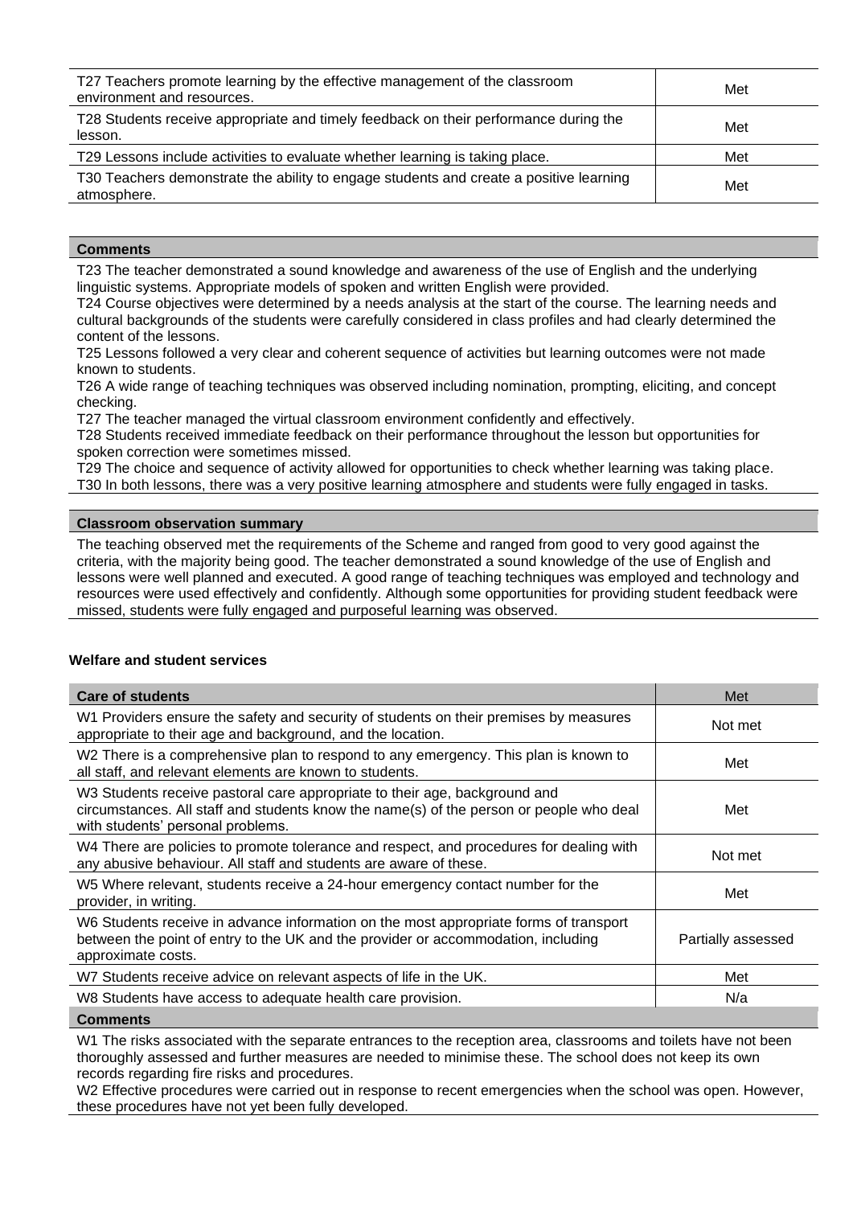| | |
|---|---|
| T27 Teachers promote learning by the effective management of the classroom environment and resources. | Met |
| T28 Students receive appropriate and timely feedback on their performance during the lesson. | Met |
| T29 Lessons include activities to evaluate whether learning is taking place. | Met |
| T30 Teachers demonstrate the ability to engage students and create a positive learning atmosphere. | Met |

**Comments**

T23 The teacher demonstrated a sound knowledge and awareness of the use of English and the underlying linguistic systems. Appropriate models of spoken and written English were provided.
T24 Course objectives were determined by a needs analysis at the start of the course. The learning needs and cultural backgrounds of the students were carefully considered in class profiles and had clearly determined the content of the lessons.
T25 Lessons followed a very clear and coherent sequence of activities but learning outcomes were not made known to students.
T26 A wide range of teaching techniques was observed including nomination, prompting, eliciting, and concept checking.
T27 The teacher managed the virtual classroom environment confidently and effectively.
T28 Students received immediate feedback on their performance throughout the lesson but opportunities for spoken correction were sometimes missed.
T29 The choice and sequence of activity allowed for opportunities to check whether learning was taking place.
T30 In both lessons, there was a very positive learning atmosphere and students were fully engaged in tasks.

**Classroom observation summary**

The teaching observed met the requirements of the Scheme and ranged from good to very good against the criteria, with the majority being good. The teacher demonstrated a sound knowledge of the use of English and lessons were well planned and executed. A good range of teaching techniques was employed and technology and resources were used effectively and confidently. Although some opportunities for providing student feedback were missed, students were fully engaged and purposeful learning was observed.

**Welfare and student services**

| **Care of students** | Met |
|---|---|
| W1 Providers ensure the safety and security of students on their premises by measures appropriate to their age and background, and the location. | Not met |
| W2 There is a comprehensive plan to respond to any emergency. This plan is known to all staff, and relevant elements are known to students. | Met |
| W3 Students receive pastoral care appropriate to their age, background and circumstances. All staff and students know the name(s) of the person or people who deal with students' personal problems. | Met |
| W4 There are policies to promote tolerance and respect, and procedures for dealing with any abusive behaviour. All staff and students are aware of these. | Not met |
| W5 Where relevant, students receive a 24-hour emergency contact number for the provider, in writing. | Met |
| W6 Students receive in advance information on the most appropriate forms of transport between the point of entry to the UK and the provider or accommodation, including approximate costs. | Partially assessed |
| W7 Students receive advice on relevant aspects of life in the UK. | Met |
| W8 Students have access to adequate health care provision. | N/a |

**Comments**

W1 The risks associated with the separate entrances to the reception area, classrooms and toilets have not been thoroughly assessed and further measures are needed to minimise these. The school does not keep its own records regarding fire risks and procedures.
W2 Effective procedures were carried out in response to recent emergencies when the school was open. However, these procedures have not yet been fully developed.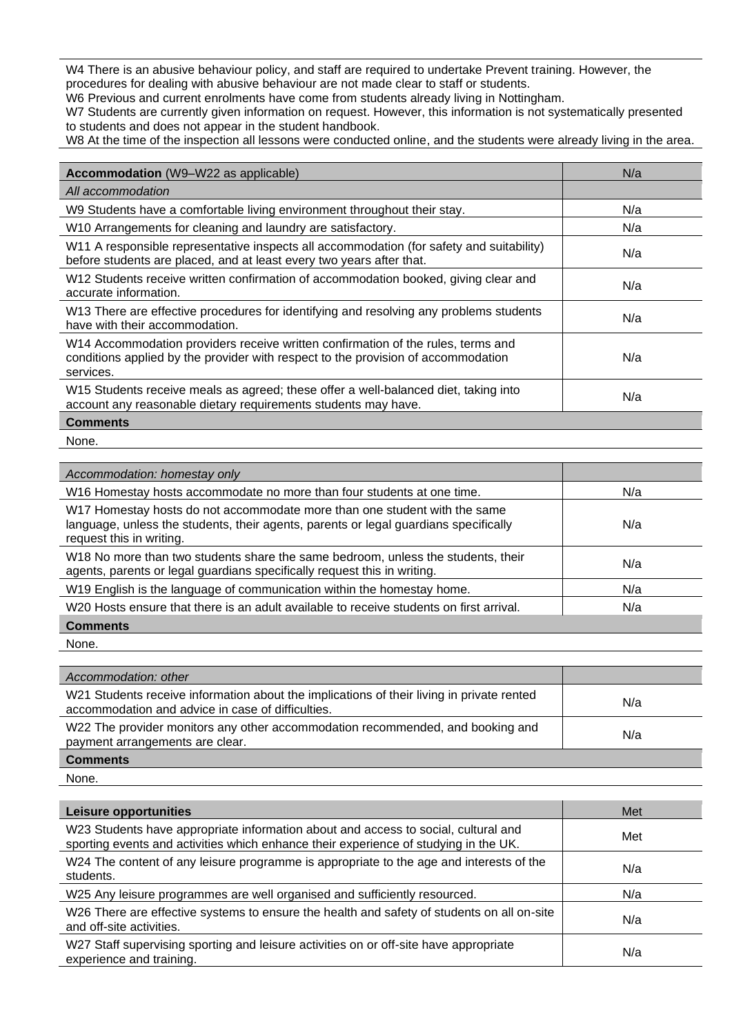W4 There is an abusive behaviour policy, and staff are required to undertake Prevent training. However, the procedures for dealing with abusive behaviour are not made clear to staff or students.
W6 Previous and current enrolments have come from students already living in Nottingham.
W7 Students are currently given information on request. However, this information is not systematically presented to students and does not appear in the student handbook.
W8 At the time of the inspection all lessons were conducted online, and the students were already living in the area.

| **Accommodation** (W9–W22 as applicable) | N/a |
|---|---|
| *All accommodation* | |
| W9 Students have a comfortable living environment throughout their stay. | N/a |
| W10 Arrangements for cleaning and laundry are satisfactory. | N/a |
| W11 A responsible representative inspects all accommodation (for safety and suitability) before students are placed, and at least every two years after that. | N/a |
| W12 Students receive written confirmation of accommodation booked, giving clear and accurate information. | N/a |
| W13 There are effective procedures for identifying and resolving any problems students have with their accommodation. | N/a |
| W14 Accommodation providers receive written confirmation of the rules, terms and conditions applied by the provider with respect to the provision of accommodation services. | N/a |
| W15 Students receive meals as agreed; these offer a well-balanced diet, taking into account any reasonable dietary requirements students may have. | N/a |

**Comments**

None.

| *Accommodation: homestay only* | |
|---|---|
| W16 Homestay hosts accommodate no more than four students at one time. | N/a |
| W17 Homestay hosts do not accommodate more than one student with the same language, unless the students, their agents, parents or legal guardians specifically request this in writing. | N/a |
| W18 No more than two students share the same bedroom, unless the students, their agents, parents or legal guardians specifically request this in writing. | N/a |
| W19 English is the language of communication within the homestay home. | N/a |
| W20 Hosts ensure that there is an adult available to receive students on first arrival. | N/a |

**Comments**

None.

| *Accommodation: other* | |
|---|---|
| W21 Students receive information about the implications of their living in private rented accommodation and advice in case of difficulties. | N/a |
| W22 The provider monitors any other accommodation recommended, and booking and payment arrangements are clear. | N/a |

**Comments**

None.

| **Leisure opportunities** | Met |
|---|---|
| W23 Students have appropriate information about and access to social, cultural and sporting events and activities which enhance their experience of studying in the UK. | Met |
| W24 The content of any leisure programme is appropriate to the age and interests of the students. | N/a |
| W25 Any leisure programmes are well organised and sufficiently resourced. | N/a |
| W26 There are effective systems to ensure the health and safety of students on all on-site and off-site activities. | N/a |
| W27 Staff supervising sporting and leisure activities on or off-site have appropriate experience and training. | N/a |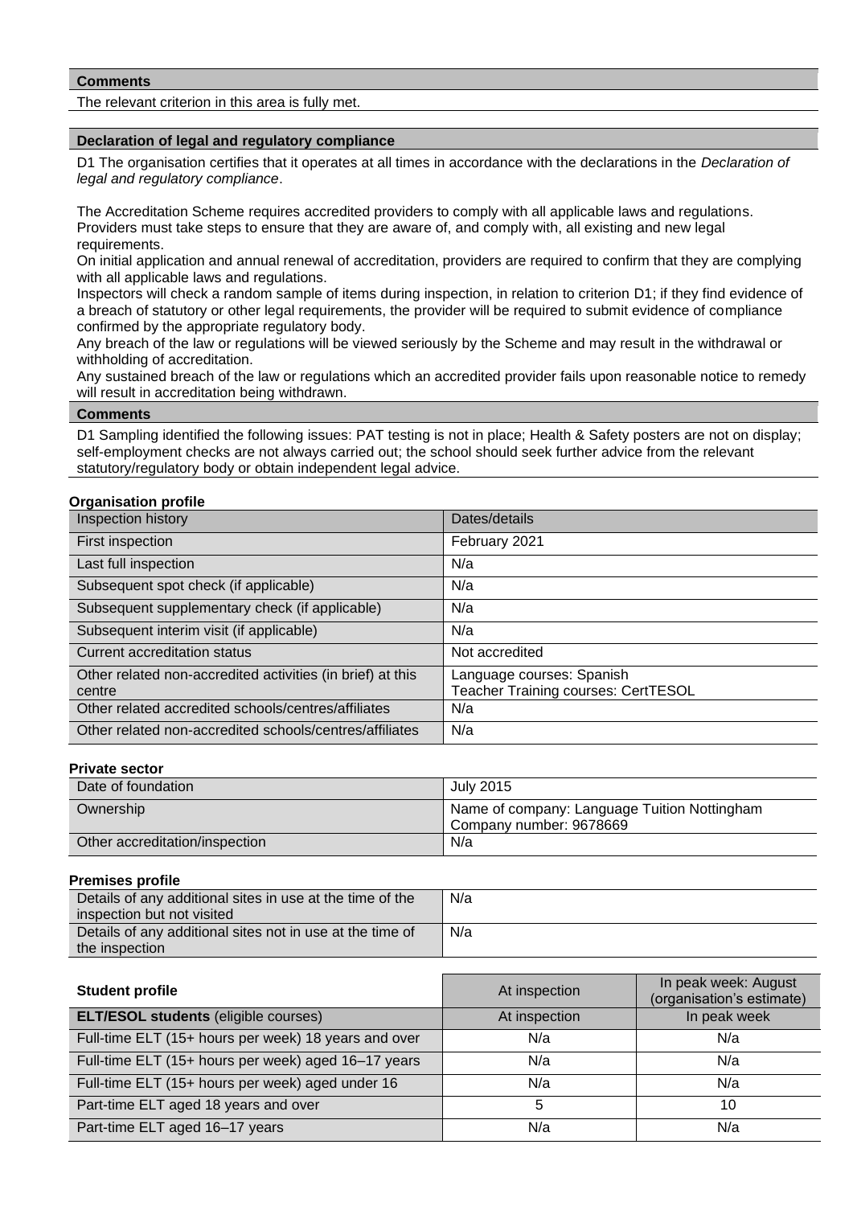**Comments**

The relevant criterion in this area is fully met.

**Declaration of legal and regulatory compliance**

D1 The organisation certifies that it operates at all times in accordance with the declarations in the *Declaration of legal and regulatory compliance*.

The Accreditation Scheme requires accredited providers to comply with all applicable laws and regulations. Providers must take steps to ensure that they are aware of, and comply with, all existing and new legal requirements.
On initial application and annual renewal of accreditation, providers are required to confirm that they are complying with all applicable laws and regulations.
Inspectors will check a random sample of items during inspection, in relation to criterion D1; if they find evidence of a breach of statutory or other legal requirements, the provider will be required to submit evidence of compliance confirmed by the appropriate regulatory body.
Any breach of the law or regulations will be viewed seriously by the Scheme and may result in the withdrawal or withholding of accreditation.
Any sustained breach of the law or regulations which an accredited provider fails upon reasonable notice to remedy will result in accreditation being withdrawn.

**Comments**

D1 Sampling identified the following issues: PAT testing is not in place; Health & Safety posters are not on display; self-employment checks are not always carried out; the school should seek further advice from the relevant statutory/regulatory body or obtain independent legal advice.

**Organisation profile**

| Inspection history | Dates/details |
|---|---|
| First inspection | February 2021 |
| Last full inspection | N/a |
| Subsequent spot check (if applicable) | N/a |
| Subsequent supplementary check (if applicable) | N/a |
| Subsequent interim visit (if applicable) | N/a |
| Current accreditation status | Not accredited |
| Other related non-accredited activities (in brief) at this centre | Language courses: Spanish<br>Teacher Training courses: CertTESOL |
| Other related accredited schools/centres/affiliates | N/a |
| Other related non-accredited schools/centres/affiliates | N/a |

**Private sector**

| | |
|---|---|
| Date of foundation | July 2015 |
| Ownership | Name of company: Language Tuition Nottingham<br>Company number: 9678669 |
| Other accreditation/inspection | N/a |

**Premises profile**

| | |
|---|---|
| Details of any additional sites in use at the time of the inspection but not visited | N/a |
| Details of any additional sites not in use at the time of the inspection | N/a |

| **Student profile** | At inspection | In peak week: August (organisation's estimate) |
|---|---|---|
| **ELT/ESOL students** (eligible courses) | At inspection | In peak week |
| Full-time ELT (15+ hours per week) 18 years and over | N/a | N/a |
| Full-time ELT (15+ hours per week) aged 16–17 years | N/a | N/a |
| Full-time ELT (15+ hours per week) aged under 16 | N/a | N/a |
| Part-time ELT aged 18 years and over | 5 | 10 |
| Part-time ELT aged 16–17 years | N/a | N/a |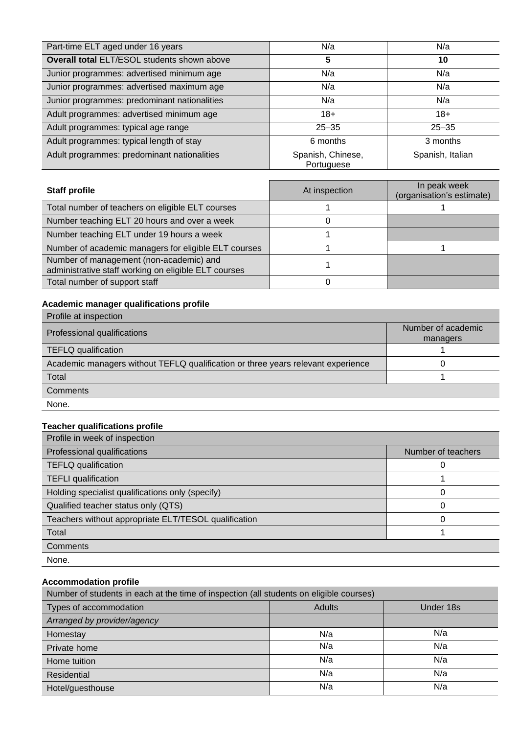| | | |
|---|---|---|
| Part-time ELT aged under 16 years | N/a | N/a |
| **Overall total** ELT/ESOL students shown above | **5** | **10** |
| Junior programmes: advertised minimum age | N/a | N/a |
| Junior programmes: advertised maximum age | N/a | N/a |
| Junior programmes: predominant nationalities | N/a | N/a |
| Adult programmes: advertised minimum age | 18+ | 18+ |
| Adult programmes: typical age range | 25–35 | 25–35 |
| Adult programmes: typical length of stay | 6 months | 3 months |
| Adult programmes: predominant nationalities | Spanish, Chinese, Portuguese | Spanish, Italian |

| **Staff profile** | At inspection | In peak week (organisation's estimate) |
|---|---|---|
| Total number of teachers on eligible ELT courses | 1 | 1 |
| Number teaching ELT 20 hours and over a week | 0 | |
| Number teaching ELT under 19 hours a week | 1 | |
| Number of academic managers for eligible ELT courses | 1 | 1 |
| Number of management (non-academic) and administrative staff working on eligible ELT courses | 1 | |
| Total number of support staff | 0 | |

**Academic manager qualifications profile**

| Profile at inspection | |
|---|---|
| Professional qualifications | Number of academic managers |
| TEFLQ qualification | 1 |
| Academic managers without TEFLQ qualification or three years relevant experience | 0 |
| Total | 1 |
| Comments | |
| None. | |

**Teacher qualifications profile**

| Profile in week of inspection | |
|---|---|
| Professional qualifications | Number of teachers |
| TEFLQ qualification | 0 |
| TEFLI qualification | 1 |
| Holding specialist qualifications only (specify) | 0 |
| Qualified teacher status only (QTS) | 0 |
| Teachers without appropriate ELT/TESOL qualification | 0 |
| Total | 1 |
| Comments | |
| None. | |

**Accommodation profile**

| Number of students in each at the time of inspection (all students on eligible courses) | | |
|---|---|---|
| Types of accommodation | Adults | Under 18s |
| *Arranged by provider/agency* | | |
| Homestay | N/a | N/a |
| Private home | N/a | N/a |
| Home tuition | N/a | N/a |
| Residential | N/a | N/a |
| Hotel/guesthouse | N/a | N/a |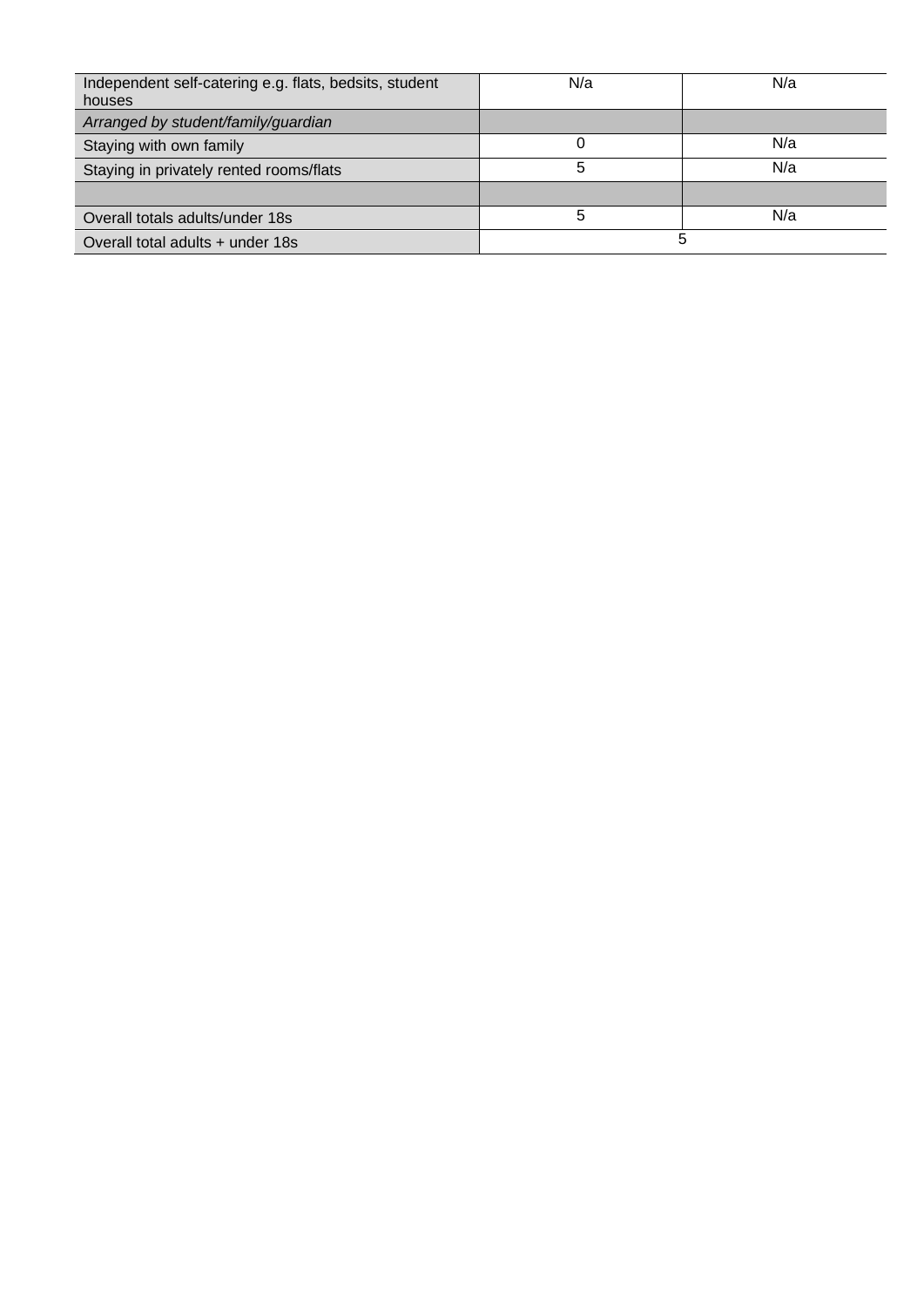| | | |
|---|---|---|
| Independent self-catering e.g. flats, bedsits, student houses | N/a | N/a |
| *Arranged by student/family/guardian* | | |
| Staying with own family | 0 | N/a |
| Staying in privately rented rooms/flats | 5 | N/a |
| | | |
| Overall totals adults/under 18s | 5 | N/a |
| Overall total adults + under 18s | 5 | |